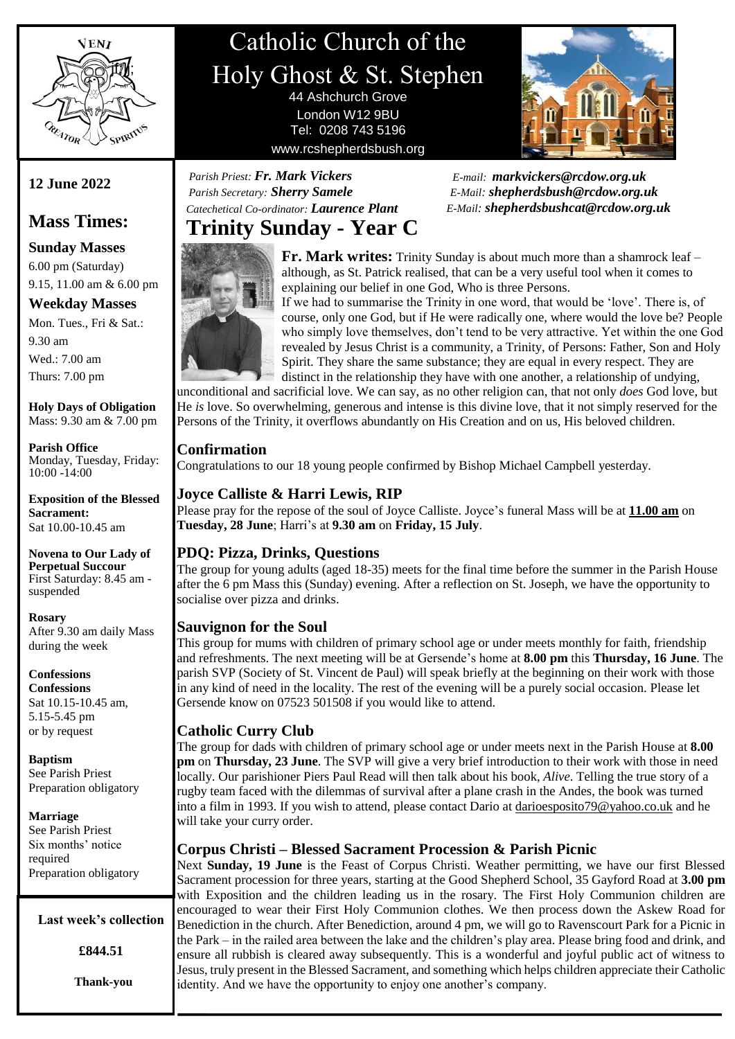# Catholic Church of the Holy Ghost & St. Stephen

44 Ashchurch Grove
London W12 9BU
Tel: 0208 743 5196
www.rcshepherdsbush.org

Parish Priest: ***Fr. Mark Vickers*** — E-mail: ***markvickers@rcdow.org.uk***
Parish Secretary: ***Sherry Samele*** — E-Mail: ***shepherdsbush@rcdow.org.uk***
Catechetical Co-ordinator: ***Laurence Plant*** — E-Mail: ***shepherdsbushcat@rcdow.org.uk***

**12 June 2022**

## Mass Times:

### Sunday Masses

6.00 pm (Saturday)
9.15, 11.00 am & 6.00 pm

### Weekday Masses

Mon. Tues., Fri & Sat.:
9.30 am
Wed.: 7.00 am
Thurs: 7.00 pm

**Holy Days of Obligation**
Mass: 9.30 am & 7.00 pm

**Parish Office**
Monday, Tuesday, Friday:
10:00 -14:00

**Exposition of the Blessed Sacrament:**
Sat 10.00-10.45 am

**Novena to Our Lady of Perpetual Succour**
First Saturday: 8.45 am - suspended

**Rosary**
After 9.30 am daily Mass during the week

**Confessions**
**Confessions**
Sat 10.15-10.45 am,
5.15-5.45 pm
or by request

**Baptism**
See Parish Priest
Preparation obligatory

**Marriage**
See Parish Priest
Six months' notice required
Preparation obligatory

**Last week's collection**

**£844.51**

**Thank-you**

# Trinity Sunday - Year C

**Fr. Mark writes:** Trinity Sunday is about much more than a shamrock leaf – although, as St. Patrick realised, that can be a very useful tool when it comes to explaining our belief in one God, Who is three Persons.

If we had to summarise the Trinity in one word, that would be 'love'. There is, of course, only one God, but if He were radically one, where would the love be? People who simply love themselves, don't tend to be very attractive. Yet within the one God revealed by Jesus Christ is a community, a Trinity, of Persons: Father, Son and Holy Spirit. They share the same substance; they are equal in every respect. They are distinct in the relationship they have with one another, a relationship of undying, unconditional and sacrificial love. We can say, as no other religion can, that not only *does* God love, but He *is* love. So overwhelming, generous and intense is this divine love, that it not simply reserved for the Persons of the Trinity, it overflows abundantly on His Creation and on us, His beloved children.

## Confirmation

Congratulations to our 18 young people confirmed by Bishop Michael Campbell yesterday.

## Joyce Calliste & Harri Lewis, RIP

Please pray for the repose of the soul of Joyce Calliste. Joyce's funeral Mass will be at **11.00 am** on **Tuesday, 28 June**; Harri's at **9.30 am** on **Friday, 15 July**.

## PDQ: Pizza, Drinks, Questions

The group for young adults (aged 18-35) meets for the final time before the summer in the Parish House after the 6 pm Mass this (Sunday) evening. After a reflection on St. Joseph, we have the opportunity to socialise over pizza and drinks.

## Sauvignon for the Soul

This group for mums with children of primary school age or under meets monthly for faith, friendship and refreshments. The next meeting will be at Gersende's home at **8.00 pm** this **Thursday, 16 June**. The parish SVP (Society of St. Vincent de Paul) will speak briefly at the beginning on their work with those in any kind of need in the locality. The rest of the evening will be a purely social occasion. Please let Gersende know on 07523 501508 if you would like to attend.

## Catholic Curry Club

The group for dads with children of primary school age or under meets next in the Parish House at **8.00 pm** on **Thursday, 23 June**. The SVP will give a very brief introduction to their work with those in need locally. Our parishioner Piers Paul Read will then talk about his book, *Alive*. Telling the true story of a rugby team faced with the dilemmas of survival after a plane crash in the Andes, the book was turned into a film in 1993. If you wish to attend, please contact Dario at darioesposito79@yahoo.co.uk and he will take your curry order.

## Corpus Christi – Blessed Sacrament Procession & Parish Picnic

Next **Sunday, 19 June** is the Feast of Corpus Christi. Weather permitting, we have our first Blessed Sacrament procession for three years, starting at the Good Shepherd School, 35 Gayford Road at **3.00 pm** with Exposition and the children leading us in the rosary. The First Holy Communion children are encouraged to wear their First Holy Communion clothes. We then process down the Askew Road for Benediction in the church. After Benediction, around 4 pm, we will go to Ravenscourt Park for a Picnic in the Park – in the railed area between the lake and the children's play area. Please bring food and drink, and ensure all rubbish is cleared away subsequently. This is a wonderful and joyful public act of witness to Jesus, truly present in the Blessed Sacrament, and something which helps children appreciate their Catholic identity. And we have the opportunity to enjoy one another's company.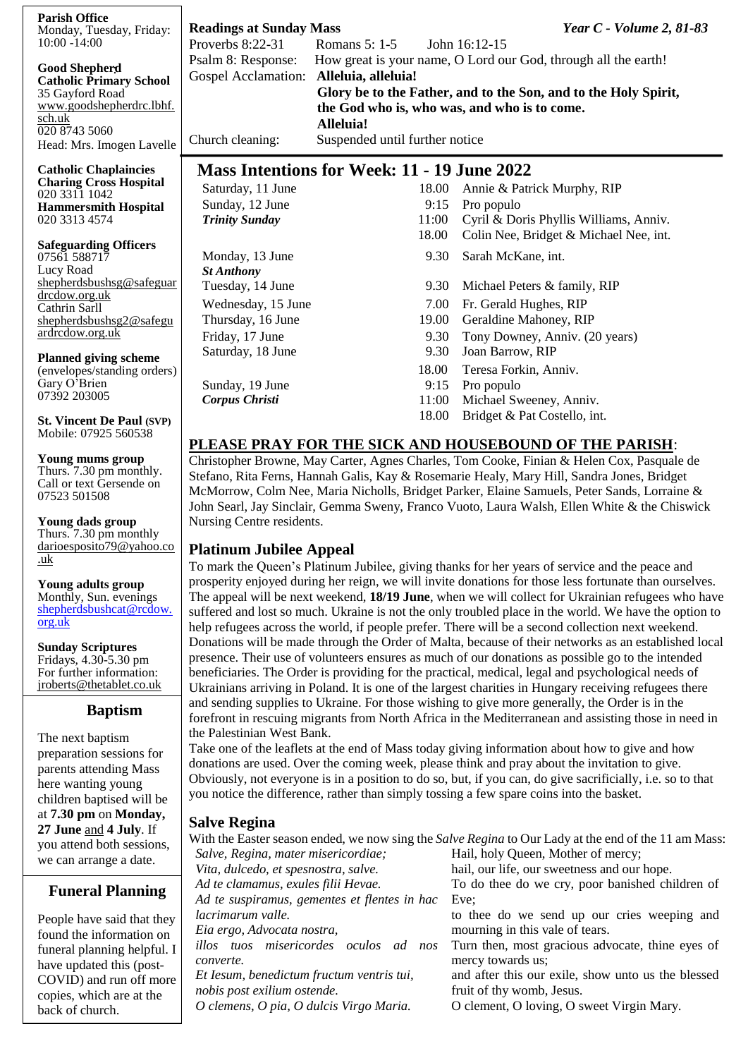**Parish Office**
Monday, Tuesday, Friday: 10:00 -14:00

**Good Shepherd Catholic Primary School**
35 Gayford Road
www.goodshepherdrc.lbhf.sch.uk
020 8743 5060
Head: Mrs. Imogen Lavelle

**Catholic Chaplaincies**
**Charing Cross Hospital**
020 3311 1042
**Hammersmith Hospital**
020 3313 4574

**Safeguarding Officers**
07561 588717
Lucy Road
shepherdsbushsg@safeguardrcdow.org.uk
Cathrin Sarll
shepherdsbushsg2@safeguardrcdow.org.uk

**Planned giving scheme**
(envelopes/standing orders)
Gary O'Brien
07392 203005

**St. Vincent De Paul (SVP)**
Mobile: 07925 560538

**Young mums group**
Thurs. 7.30 pm monthly. Call or text Gersende on 07523 501508

**Young dads group**
Thurs. 7.30 pm monthly
darioesposito79@yahoo.co.uk

**Young adults group**
Monthly, Sun. evenings
shepherdsbushcat@rcdow.org.uk

**Sunday Scriptures**
Fridays, 4.30-5.30 pm
For further information: jroberts@thetablet.co.uk

## Baptism

The next baptism preparation sessions for parents attending Mass here wanting young children baptised will be at **7.30 pm** on **Monday, 27 June** and **4 July**. If you attend both sessions, we can arrange a date.

## Funeral Planning

People have said that they found the information on funeral planning helpful. I have updated this (post-COVID) and run off more copies, which are at the back of church.

**Readings at Sunday Mass** *Year C - Volume 2, 81-83*

| | | |
|---|---|---|
| Proverbs 8:22-31 | Romans 5: 1-5 | John 16:12-15 |
| Psalm 8: Response: | How great is your name, O Lord our God, through all the earth! | |
| Gospel Acclamation: | **Alleluia, alleluia! Glory be to the Father, and to the Son, and to the Holy Spirit, the God who is, who was, and who is to come. Alleluia!** | |
| Church cleaning: | Suspended until further notice | |

## Mass Intentions for Week: 11 - 19 June 2022

| | | |
|---|---|---|
| Saturday, 11 June | 18.00 | Annie & Patrick Murphy, RIP |
| Sunday, 12 June | 9:15 | Pro populo |
| ***Trinity Sunday*** | 11:00 | Cyril & Doris Phyllis Williams, Anniv. |
| | 18.00 | Colin Nee, Bridget & Michael Nee, int. |
| Monday, 13 June | 9.30 | Sarah McKane, int. |
| ***St Anthony*** | | |
| Tuesday, 14 June | 9.30 | Michael Peters & family, RIP |
| Wednesday, 15 June | 7.00 | Fr. Gerald Hughes, RIP |
| Thursday, 16 June | 19.00 | Geraldine Mahoney, RIP |
| Friday, 17 June | 9.30 | Tony Downey, Anniv. (20 years) |
| Saturday, 18 June | 9.30 | Joan Barrow, RIP |
| | 18.00 | Teresa Forkin, Anniv. |
| Sunday, 19 June | 9:15 | Pro populo |
| ***Corpus Christi*** | 11:00 | Michael Sweeney, Anniv. |
| | 18.00 | Bridget & Pat Costello, int. |

**PLEASE PRAY FOR THE SICK AND HOUSEBOUND OF THE PARISH**:
Christopher Browne, May Carter, Agnes Charles, Tom Cooke, Finian & Helen Cox, Pasquale de Stefano, Rita Ferns, Hannah Galis, Kay & Rosemarie Healy, Mary Hill, Sandra Jones, Bridget McMorrow, Colm Nee, Maria Nicholls, Bridget Parker, Elaine Samuels, Peter Sands, Lorraine & John Searl, Jay Sinclair, Gemma Sweny, Franco Vuoto, Laura Walsh, Ellen White & the Chiswick Nursing Centre residents.

## Platinum Jubilee Appeal

To mark the Queen's Platinum Jubilee, giving thanks for her years of service and the peace and prosperity enjoyed during her reign, we will invite donations for those less fortunate than ourselves. The appeal will be next weekend, **18/19 June**, when we will collect for Ukrainian refugees who have suffered and lost so much. Ukraine is not the only troubled place in the world. We have the option to help refugees across the world, if people prefer. There will be a second collection next weekend. Donations will be made through the Order of Malta, because of their networks as an established local presence. Their use of volunteers ensures as much of our donations as possible go to the intended beneficiaries. The Order is providing for the practical, medical, legal and psychological needs of Ukrainians arriving in Poland. It is one of the largest charities in Hungary receiving refugees there and sending supplies to Ukraine. For those wishing to give more generally, the Order is in the forefront in rescuing migrants from North Africa in the Mediterranean and assisting those in need in the Palestinian West Bank.

Take one of the leaflets at the end of Mass today giving information about how to give and how donations are used. Over the coming week, please think and pray about the invitation to give. Obviously, not everyone is in a position to do so, but, if you can, do give sacrificially, i.e. so to that you notice the difference, rather than simply tossing a few spare coins into the basket.

## Salve Regina

With the Easter season ended, we now sing the *Salve Regina* to Our Lady at the end of the 11 am Mass:

| | |
|---|---|
| *Salve, Regina, mater misericordiae;* | Hail, holy Queen, Mother of mercy; |
| *Vita, dulcedo, et spesnostra, salve.* | hail, our life, our sweetness and our hope. |
| *Ad te clamamus, exules filii Hevae.* | To do thee do we cry, poor banished children of Eve; |
| *Ad te suspiramus, gementes et flentes in hac lacrimarum valle.* | to thee do we send up our cries weeping and mourning in this vale of tears. |
| *Eia ergo, Advocata nostra, illos tuos misericordes oculos ad nos converte.* | Turn then, most gracious advocate, thine eyes of mercy towards us; |
| *Et Iesum, benedictum fructum ventris tui, nobis post exilium ostende.* | and after this our exile, show unto us the blessed fruit of thy womb, Jesus. |
| *O clemens, O pia, O dulcis Virgo Maria.* | O clement, O loving, O sweet Virgin Mary. |